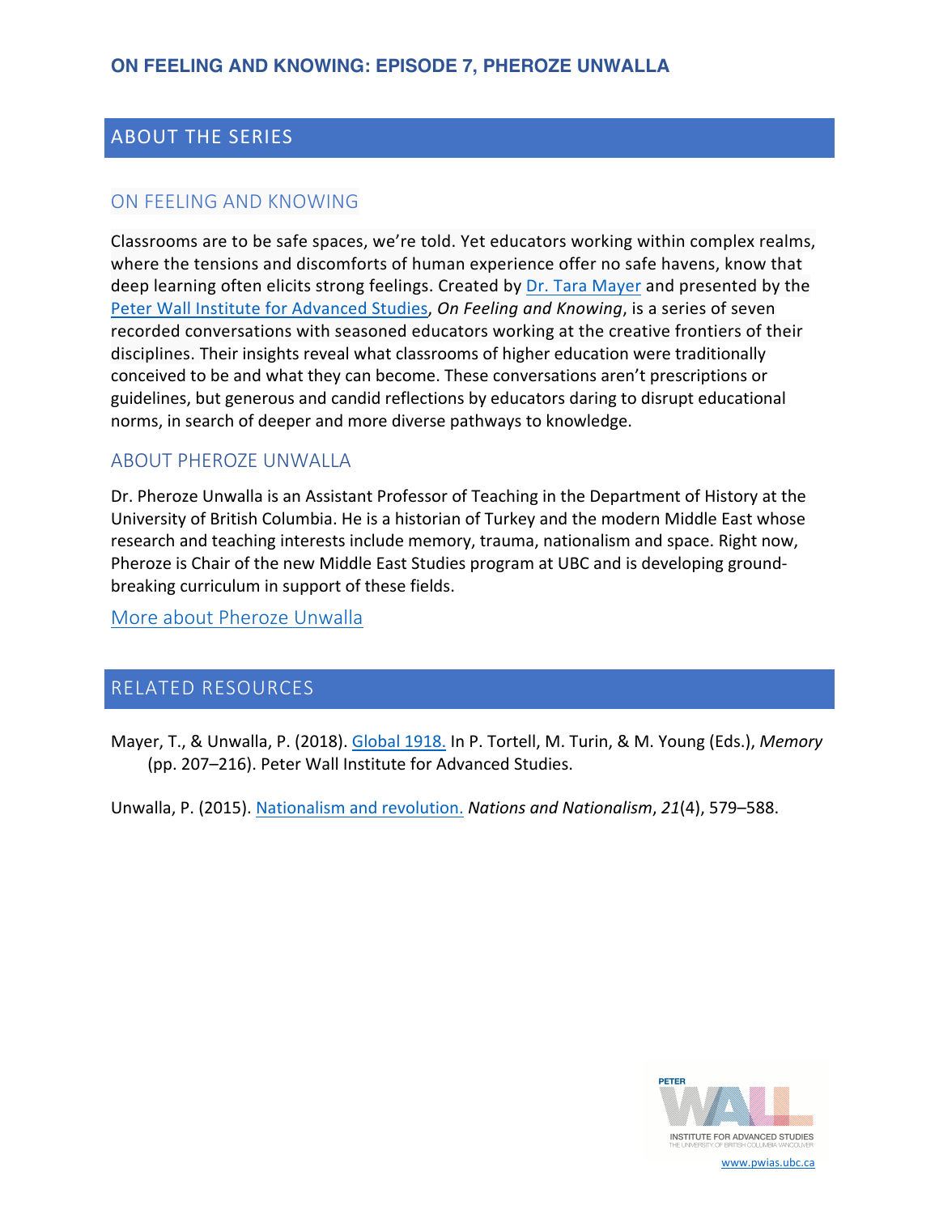# ON FEELING AND KNOWING: EPISODE 7, PHEROZE UNWALLA

## ABOUT THE SERIES

### ON FEELING AND KNOWING

Classrooms are to be safe spaces, we're told. Yet educators working within complex realms, where the tensions and discomforts of human experience offer no safe havens, know that deep learning often elicits strong feelings. Created by Dr. Tara Mayer and presented by the Peter Wall Institute for Advanced Studies, *On Feeling and Knowing*, is a series of seven recorded conversations with seasoned educators working at the creative frontiers of their disciplines. Their insights reveal what classrooms of higher education were traditionally conceived to be and what they can become. These conversations aren't prescriptions or guidelines, but generous and candid reflections by educators daring to disrupt educational norms, in search of deeper and more diverse pathways to knowledge.

### ABOUT PHEROZE UNWALLA

Dr. Pheroze Unwalla is an Assistant Professor of Teaching in the Department of History at the University of British Columbia. He is a historian of Turkey and the modern Middle East whose research and teaching interests include memory, trauma, nationalism and space. Right now, Pheroze is Chair of the new Middle East Studies program at UBC and is developing ground-breaking curriculum in support of these fields.

More about Pheroze Unwalla

## RELATED RESOURCES

Mayer, T., & Unwalla, P. (2018). Global 1918. In P. Tortell, M. Turin, & M. Young (Eds.), *Memory* (pp. 207–216). Peter Wall Institute for Advanced Studies.

Unwalla, P. (2015). Nationalism and revolution. *Nations and Nationalism*, *21*(4), 579–588.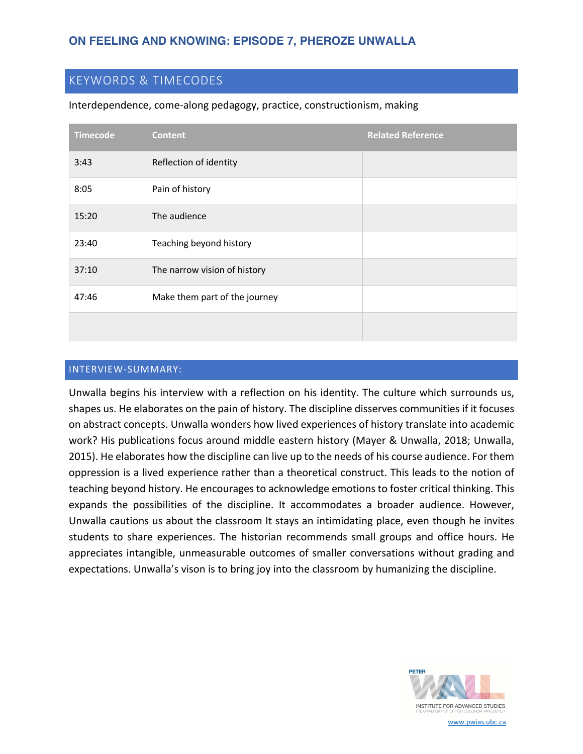## ON FEELING AND KNOWING: EPISODE 7, PHEROZE UNWALLA

## KEYWORDS & TIMECODES

Interdependence, come-along pedagogy, practice, constructionism, making

| Timecode | Content | Related Reference |
|---|---|---|
| 3:43 | Reflection of identity | |
| 8:05 | Pain of history | |
| 15:20 | The audience | |
| 23:40 | Teaching beyond history | |
| 37:10 | The narrow vision of history | |
| 47:46 | Make them part of the journey | |
| | | |

## INTERVIEW-SUMMARY:

Unwalla begins his interview with a reflection on his identity. The culture which surrounds us, shapes us. He elaborates on the pain of history. The discipline disserves communities if it focuses on abstract concepts. Unwalla wonders how lived experiences of history translate into academic work? His publications focus around middle eastern history (Mayer & Unwalla, 2018; Unwalla, 2015). He elaborates how the discipline can live up to the needs of his course audience. For them oppression is a lived experience rather than a theoretical construct. This leads to the notion of teaching beyond history. He encourages to acknowledge emotions to foster critical thinking. This expands the possibilities of the discipline. It accommodates a broader audience. However, Unwalla cautions us about the classroom It stays an intimidating place, even though he invites students to share experiences. The historian recommends small groups and office hours. He appreciates intangible, unmeasurable outcomes of smaller conversations without grading and expectations. Unwalla's vison is to bring joy into the classroom by humanizing the discipline.

PETER WALL INSTITUTE FOR ADVANCED STUDIES
THE UNIVERSITY OF BRITISH COLUMBIA VANCOUVER

www.pwias.ubc.ca